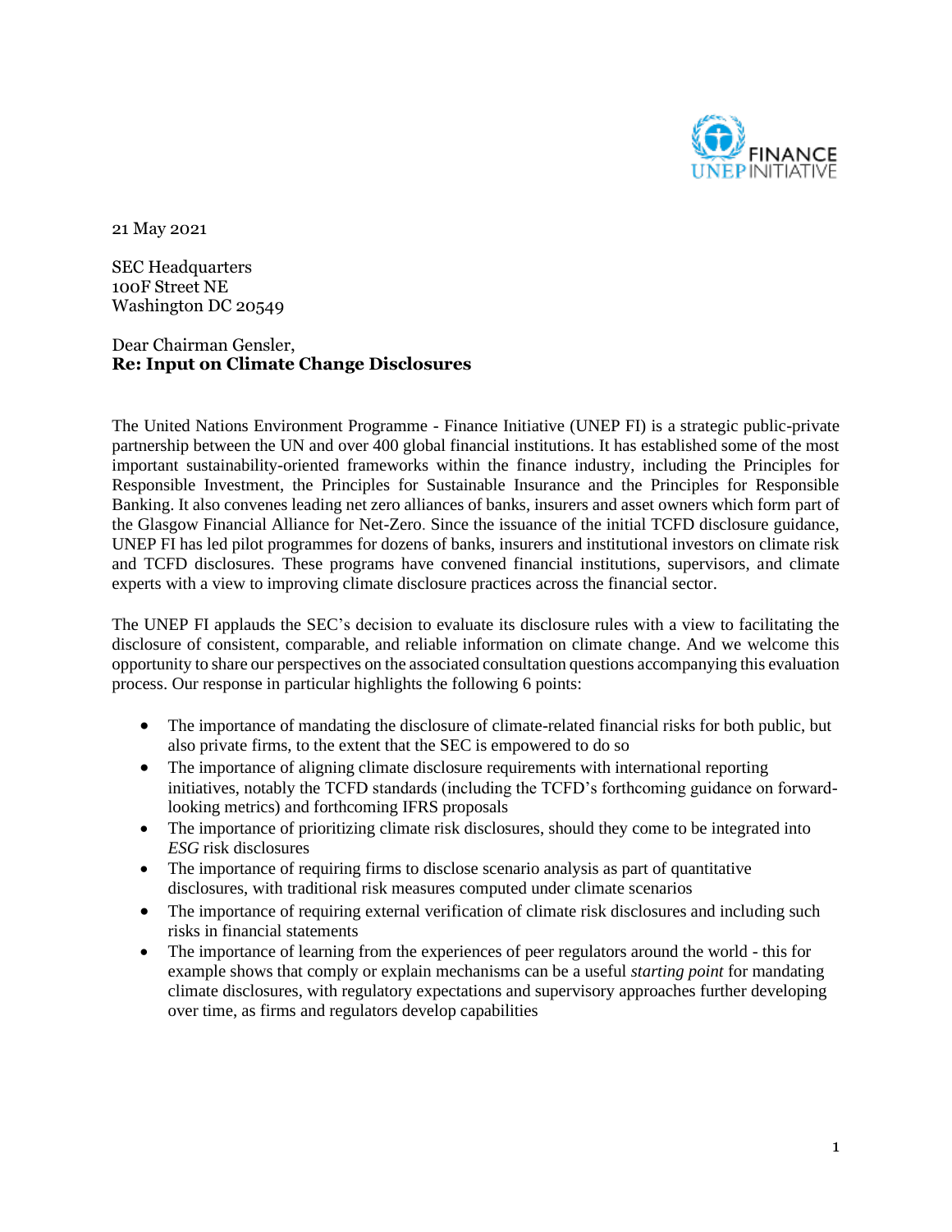21 May 2021

SEC Headquarters
100F Street NE
Washington DC 20549

Dear Chairman Gensler,
**Re: Input on Climate Change Disclosures**

The United Nations Environment Programme - Finance Initiative (UNEP FI) is a strategic public-private partnership between the UN and over 400 global financial institutions. It has established some of the most important sustainability-oriented frameworks within the finance industry, including the Principles for Responsible Investment, the Principles for Sustainable Insurance and the Principles for Responsible Banking. It also convenes leading net zero alliances of banks, insurers and asset owners which form part of the Glasgow Financial Alliance for Net-Zero. Since the issuance of the initial TCFD disclosure guidance, UNEP FI has led pilot programmes for dozens of banks, insurers and institutional investors on climate risk and TCFD disclosures. These programs have convened financial institutions, supervisors, and climate experts with a view to improving climate disclosure practices across the financial sector.

The UNEP FI applauds the SEC's decision to evaluate its disclosure rules with a view to facilitating the disclosure of consistent, comparable, and reliable information on climate change. And we welcome this opportunity to share our perspectives on the associated consultation questions accompanying this evaluation process. Our response in particular highlights the following 6 points:

- The importance of mandating the disclosure of climate-related financial risks for both public, but also private firms, to the extent that the SEC is empowered to do so
- The importance of aligning climate disclosure requirements with international reporting initiatives, notably the TCFD standards (including the TCFD's forthcoming guidance on forward-looking metrics) and forthcoming IFRS proposals
- The importance of prioritizing climate risk disclosures, should they come to be integrated into *ESG* risk disclosures
- The importance of requiring firms to disclose scenario analysis as part of quantitative disclosures, with traditional risk measures computed under climate scenarios
- The importance of requiring external verification of climate risk disclosures and including such risks in financial statements
- The importance of learning from the experiences of peer regulators around the world - this for example shows that comply or explain mechanisms can be a useful *starting point* for mandating climate disclosures, with regulatory expectations and supervisory approaches further developing over time, as firms and regulators develop capabilities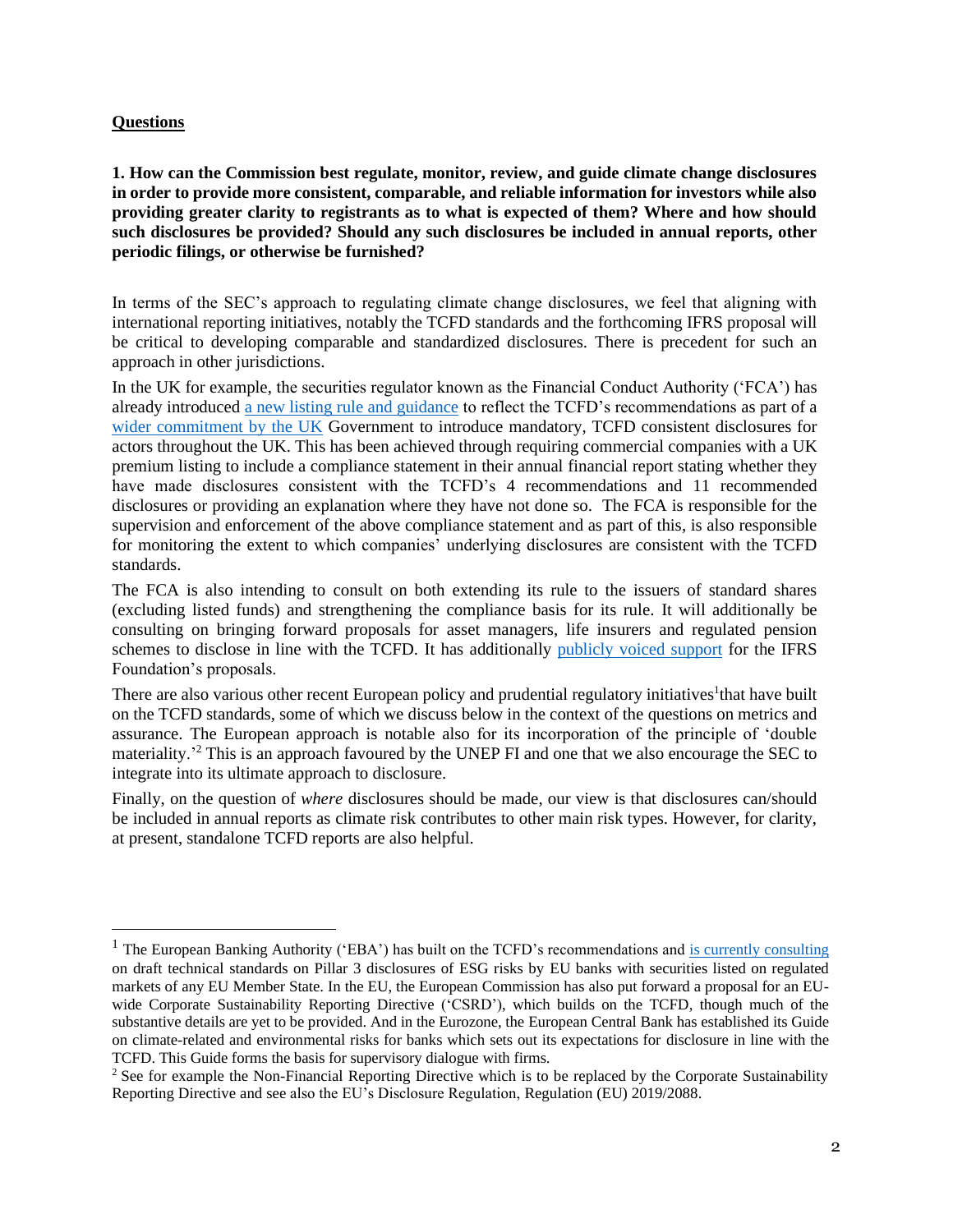**Questions**

**1. How can the Commission best regulate, monitor, review, and guide climate change disclosures in order to provide more consistent, comparable, and reliable information for investors while also providing greater clarity to registrants as to what is expected of them? Where and how should such disclosures be provided? Should any such disclosures be included in annual reports, other periodic filings, or otherwise be furnished?**

In terms of the SEC's approach to regulating climate change disclosures, we feel that aligning with international reporting initiatives, notably the TCFD standards and the forthcoming IFRS proposal will be critical to developing comparable and standardized disclosures. There is precedent for such an approach in other jurisdictions.

In the UK for example, the securities regulator known as the Financial Conduct Authority ('FCA') has already introduced a new listing rule and guidance to reflect the TCFD's recommendations as part of a wider commitment by the UK Government to introduce mandatory, TCFD consistent disclosures for actors throughout the UK. This has been achieved through requiring commercial companies with a UK premium listing to include a compliance statement in their annual financial report stating whether they have made disclosures consistent with the TCFD's 4 recommendations and 11 recommended disclosures or providing an explanation where they have not done so. The FCA is responsible for the supervision and enforcement of the above compliance statement and as part of this, is also responsible for monitoring the extent to which companies' underlying disclosures are consistent with the TCFD standards.

The FCA is also intending to consult on both extending its rule to the issuers of standard shares (excluding listed funds) and strengthening the compliance basis for its rule. It will additionally be consulting on bringing forward proposals for asset managers, life insurers and regulated pension schemes to disclose in line with the TCFD. It has additionally publicly voiced support for the IFRS Foundation's proposals.

There are also various other recent European policy and prudential regulatory initiatives[1]that have built on the TCFD standards, some of which we discuss below in the context of the questions on metrics and assurance. The European approach is notable also for its incorporation of the principle of 'double materiality.'[2] This is an approach favoured by the UNEP FI and one that we also encourage the SEC to integrate into its ultimate approach to disclosure.

Finally, on the question of *where* disclosures should be made, our view is that disclosures can/should be included in annual reports as climate risk contributes to other main risk types. However, for clarity, at present, standalone TCFD reports are also helpful.

---

[1] The European Banking Authority ('EBA') has built on the TCFD's recommendations and is currently consulting on draft technical standards on Pillar 3 disclosures of ESG risks by EU banks with securities listed on regulated markets of any EU Member State. In the EU, the European Commission has also put forward a proposal for an EU-wide Corporate Sustainability Reporting Directive ('CSRD'), which builds on the TCFD, though much of the substantive details are yet to be provided. And in the Eurozone, the European Central Bank has established its Guide on climate-related and environmental risks for banks which sets out its expectations for disclosure in line with the TCFD. This Guide forms the basis for supervisory dialogue with firms.

[2] See for example the Non-Financial Reporting Directive which is to be replaced by the Corporate Sustainability Reporting Directive and see also the EU's Disclosure Regulation, Regulation (EU) 2019/2088.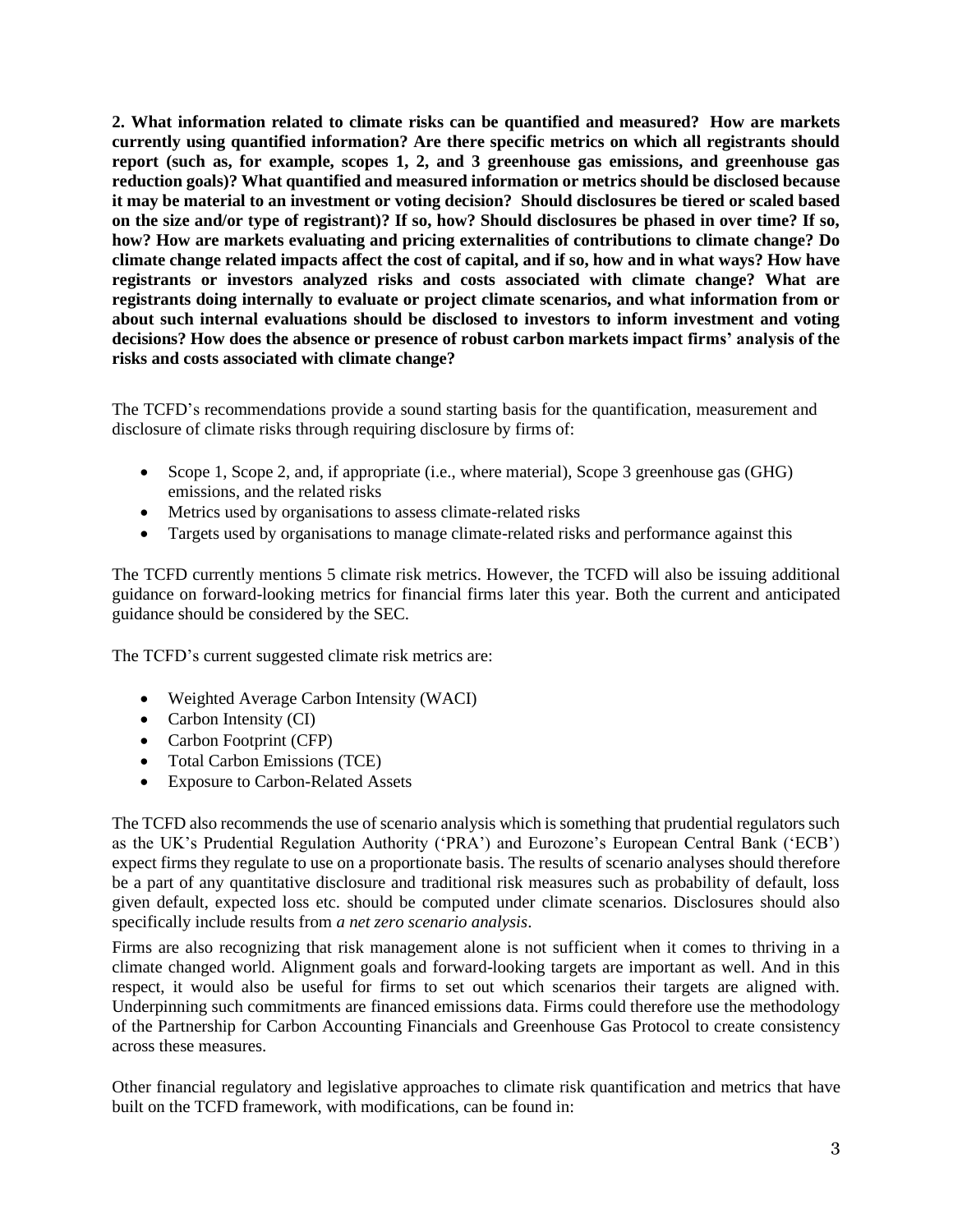**2. What information related to climate risks can be quantified and measured? How are markets currently using quantified information? Are there specific metrics on which all registrants should report (such as, for example, scopes 1, 2, and 3 greenhouse gas emissions, and greenhouse gas reduction goals)? What quantified and measured information or metrics should be disclosed because it may be material to an investment or voting decision? Should disclosures be tiered or scaled based on the size and/or type of registrant)? If so, how? Should disclosures be phased in over time? If so, how? How are markets evaluating and pricing externalities of contributions to climate change? Do climate change related impacts affect the cost of capital, and if so, how and in what ways? How have registrants or investors analyzed risks and costs associated with climate change? What are registrants doing internally to evaluate or project climate scenarios, and what information from or about such internal evaluations should be disclosed to investors to inform investment and voting decisions? How does the absence or presence of robust carbon markets impact firms' analysis of the risks and costs associated with climate change?**

The TCFD's recommendations provide a sound starting basis for the quantification, measurement and disclosure of climate risks through requiring disclosure by firms of:

- Scope 1, Scope 2, and, if appropriate (i.e., where material), Scope 3 greenhouse gas (GHG) emissions, and the related risks
- Metrics used by organisations to assess climate-related risks
- Targets used by organisations to manage climate-related risks and performance against this

The TCFD currently mentions 5 climate risk metrics. However, the TCFD will also be issuing additional guidance on forward-looking metrics for financial firms later this year. Both the current and anticipated guidance should be considered by the SEC.

The TCFD's current suggested climate risk metrics are:

- Weighted Average Carbon Intensity (WACI)
- Carbon Intensity (CI)
- Carbon Footprint (CFP)
- Total Carbon Emissions (TCE)
- Exposure to Carbon-Related Assets

The TCFD also recommends the use of scenario analysis which is something that prudential regulators such as the UK's Prudential Regulation Authority ('PRA') and Eurozone's European Central Bank ('ECB') expect firms they regulate to use on a proportionate basis. The results of scenario analyses should therefore be a part of any quantitative disclosure and traditional risk measures such as probability of default, loss given default, expected loss etc. should be computed under climate scenarios. Disclosures should also specifically include results from *a net zero scenario analysis*.

Firms are also recognizing that risk management alone is not sufficient when it comes to thriving in a climate changed world. Alignment goals and forward-looking targets are important as well. And in this respect, it would also be useful for firms to set out which scenarios their targets are aligned with. Underpinning such commitments are financed emissions data. Firms could therefore use the methodology of the Partnership for Carbon Accounting Financials and Greenhouse Gas Protocol to create consistency across these measures.

Other financial regulatory and legislative approaches to climate risk quantification and metrics that have built on the TCFD framework, with modifications, can be found in: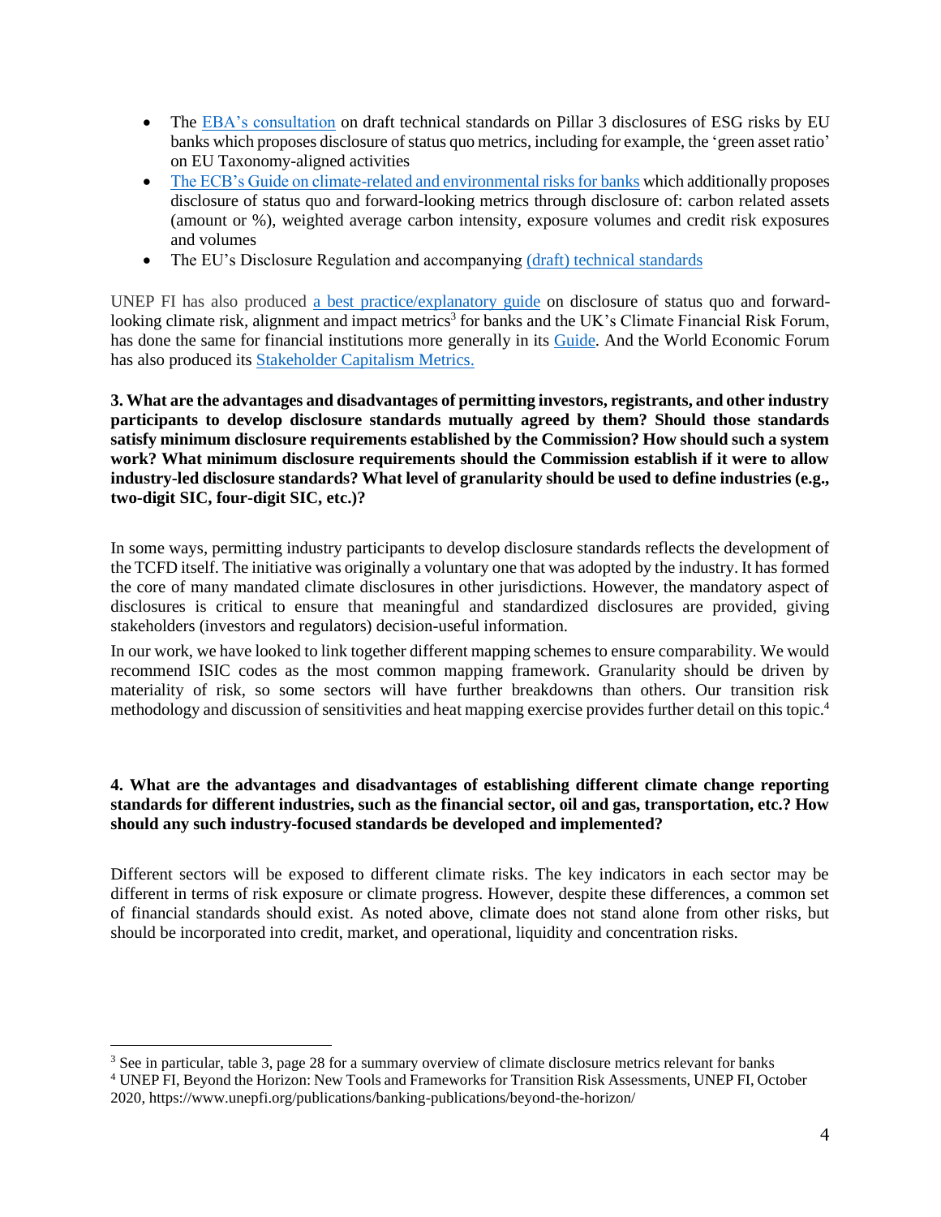- The EBA's consultation on draft technical standards on Pillar 3 disclosures of ESG risks by EU banks which proposes disclosure of status quo metrics, including for example, the 'green asset ratio' on EU Taxonomy-aligned activities
- The ECB's Guide on climate-related and environmental risks for banks which additionally proposes disclosure of status quo and forward-looking metrics through disclosure of: carbon related assets (amount or %), weighted average carbon intensity, exposure volumes and credit risk exposures and volumes
- The EU's Disclosure Regulation and accompanying (draft) technical standards

UNEP FI has also produced a best practice/explanatory guide on disclosure of status quo and forward-looking climate risk, alignment and impact metrics[3] for banks and the UK's Climate Financial Risk Forum, has done the same for financial institutions more generally in its Guide. And the World Economic Forum has also produced its Stakeholder Capitalism Metrics.

**3. What are the advantages and disadvantages of permitting investors, registrants, and other industry participants to develop disclosure standards mutually agreed by them? Should those standards satisfy minimum disclosure requirements established by the Commission? How should such a system work? What minimum disclosure requirements should the Commission establish if it were to allow industry-led disclosure standards? What level of granularity should be used to define industries (e.g., two-digit SIC, four-digit SIC, etc.)?**

In some ways, permitting industry participants to develop disclosure standards reflects the development of the TCFD itself. The initiative was originally a voluntary one that was adopted by the industry. It has formed the core of many mandated climate disclosures in other jurisdictions. However, the mandatory aspect of disclosures is critical to ensure that meaningful and standardized disclosures are provided, giving stakeholders (investors and regulators) decision-useful information.

In our work, we have looked to link together different mapping schemes to ensure comparability. We would recommend ISIC codes as the most common mapping framework. Granularity should be driven by materiality of risk, so some sectors will have further breakdowns than others. Our transition risk methodology and discussion of sensitivities and heat mapping exercise provides further detail on this topic.[4]

**4. What are the advantages and disadvantages of establishing different climate change reporting standards for different industries, such as the financial sector, oil and gas, transportation, etc.? How should any such industry-focused standards be developed and implemented?**

Different sectors will be exposed to different climate risks. The key indicators in each sector may be different in terms of risk exposure or climate progress. However, despite these differences, a common set of financial standards should exist. As noted above, climate does not stand alone from other risks, but should be incorporated into credit, market, and operational, liquidity and concentration risks.

---

[3] See in particular, table 3, page 28 for a summary overview of climate disclosure metrics relevant for banks

[4] UNEP FI, Beyond the Horizon: New Tools and Frameworks for Transition Risk Assessments, UNEP FI, October 2020, https://www.unepfi.org/publications/banking-publications/beyond-the-horizon/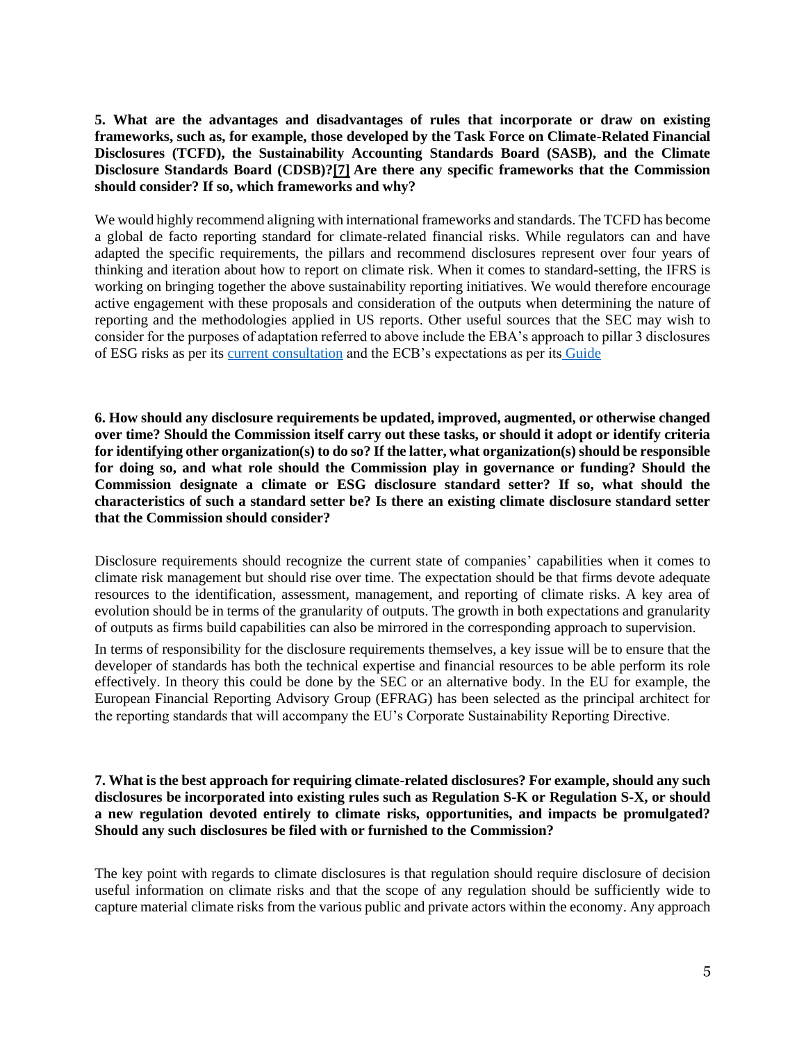**5. What are the advantages and disadvantages of rules that incorporate or draw on existing frameworks, such as, for example, those developed by the Task Force on Climate-Related Financial Disclosures (TCFD), the Sustainability Accounting Standards Board (SASB), and the Climate Disclosure Standards Board (CDSB)?[7] Are there any specific frameworks that the Commission should consider? If so, which frameworks and why?**

We would highly recommend aligning with international frameworks and standards. The TCFD has become a global de facto reporting standard for climate-related financial risks. While regulators can and have adapted the specific requirements, the pillars and recommend disclosures represent over four years of thinking and iteration about how to report on climate risk. When it comes to standard-setting, the IFRS is working on bringing together the above sustainability reporting initiatives. We would therefore encourage active engagement with these proposals and consideration of the outputs when determining the nature of reporting and the methodologies applied in US reports. Other useful sources that the SEC may wish to consider for the purposes of adaptation referred to above include the EBA's approach to pillar 3 disclosures of ESG risks as per its current consultation and the ECB's expectations as per its Guide

**6. How should any disclosure requirements be updated, improved, augmented, or otherwise changed over time? Should the Commission itself carry out these tasks, or should it adopt or identify criteria for identifying other organization(s) to do so? If the latter, what organization(s) should be responsible for doing so, and what role should the Commission play in governance or funding? Should the Commission designate a climate or ESG disclosure standard setter? If so, what should the characteristics of such a standard setter be? Is there an existing climate disclosure standard setter that the Commission should consider?**

Disclosure requirements should recognize the current state of companies' capabilities when it comes to climate risk management but should rise over time. The expectation should be that firms devote adequate resources to the identification, assessment, management, and reporting of climate risks. A key area of evolution should be in terms of the granularity of outputs. The growth in both expectations and granularity of outputs as firms build capabilities can also be mirrored in the corresponding approach to supervision.

In terms of responsibility for the disclosure requirements themselves, a key issue will be to ensure that the developer of standards has both the technical expertise and financial resources to be able perform its role effectively. In theory this could be done by the SEC or an alternative body. In the EU for example, the European Financial Reporting Advisory Group (EFRAG) has been selected as the principal architect for the reporting standards that will accompany the EU's Corporate Sustainability Reporting Directive.

**7. What is the best approach for requiring climate-related disclosures? For example, should any such disclosures be incorporated into existing rules such as Regulation S-K or Regulation S-X, or should a new regulation devoted entirely to climate risks, opportunities, and impacts be promulgated? Should any such disclosures be filed with or furnished to the Commission?**

The key point with regards to climate disclosures is that regulation should require disclosure of decision useful information on climate risks and that the scope of any regulation should be sufficiently wide to capture material climate risks from the various public and private actors within the economy. Any approach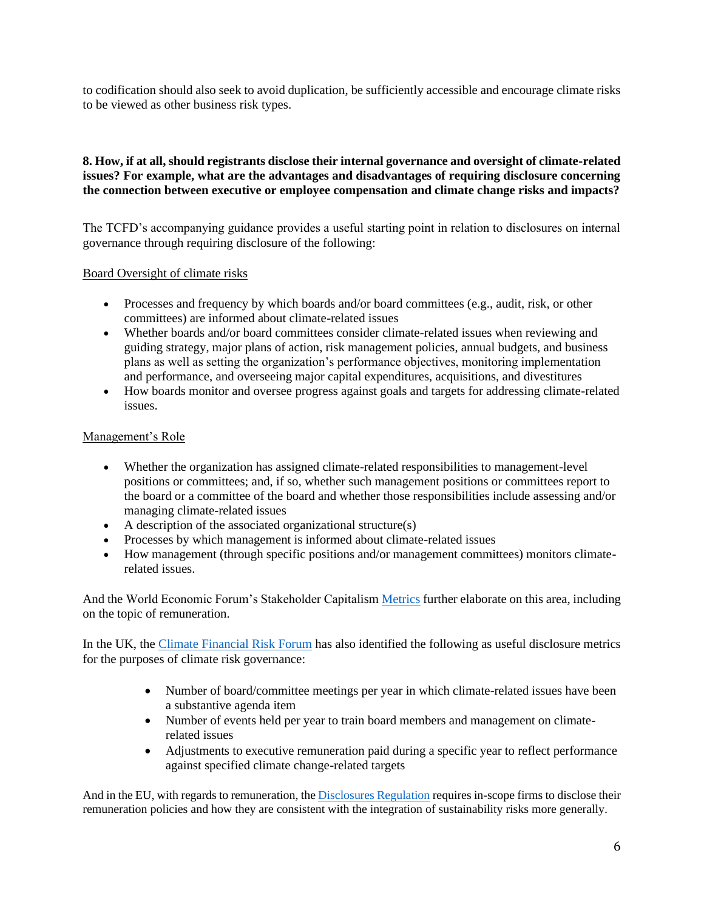to codification should also seek to avoid duplication, be sufficiently accessible and encourage climate risks to be viewed as other business risk types.

**8. How, if at all, should registrants disclose their internal governance and oversight of climate-related issues? For example, what are the advantages and disadvantages of requiring disclosure concerning the connection between executive or employee compensation and climate change risks and impacts?**

The TCFD's accompanying guidance provides a useful starting point in relation to disclosures on internal governance through requiring disclosure of the following:

Board Oversight of climate risks

- Processes and frequency by which boards and/or board committees (e.g., audit, risk, or other committees) are informed about climate-related issues
- Whether boards and/or board committees consider climate-related issues when reviewing and guiding strategy, major plans of action, risk management policies, annual budgets, and business plans as well as setting the organization's performance objectives, monitoring implementation and performance, and overseeing major capital expenditures, acquisitions, and divestitures
- How boards monitor and oversee progress against goals and targets for addressing climate-related issues.

Management's Role

- Whether the organization has assigned climate-related responsibilities to management-level positions or committees; and, if so, whether such management positions or committees report to the board or a committee of the board and whether those responsibilities include assessing and/or managing climate-related issues
- A description of the associated organizational structure(s)
- Processes by which management is informed about climate-related issues
- How management (through specific positions and/or management committees) monitors climate-related issues.

And the World Economic Forum's Stakeholder Capitalism Metrics further elaborate on this area, including on the topic of remuneration.

In the UK, the Climate Financial Risk Forum has also identified the following as useful disclosure metrics for the purposes of climate risk governance:

- Number of board/committee meetings per year in which climate-related issues have been a substantive agenda item
- Number of events held per year to train board members and management on climate-related issues
- Adjustments to executive remuneration paid during a specific year to reflect performance against specified climate change-related targets

And in the EU, with regards to remuneration, the Disclosures Regulation requires in-scope firms to disclose their remuneration policies and how they are consistent with the integration of sustainability risks more generally.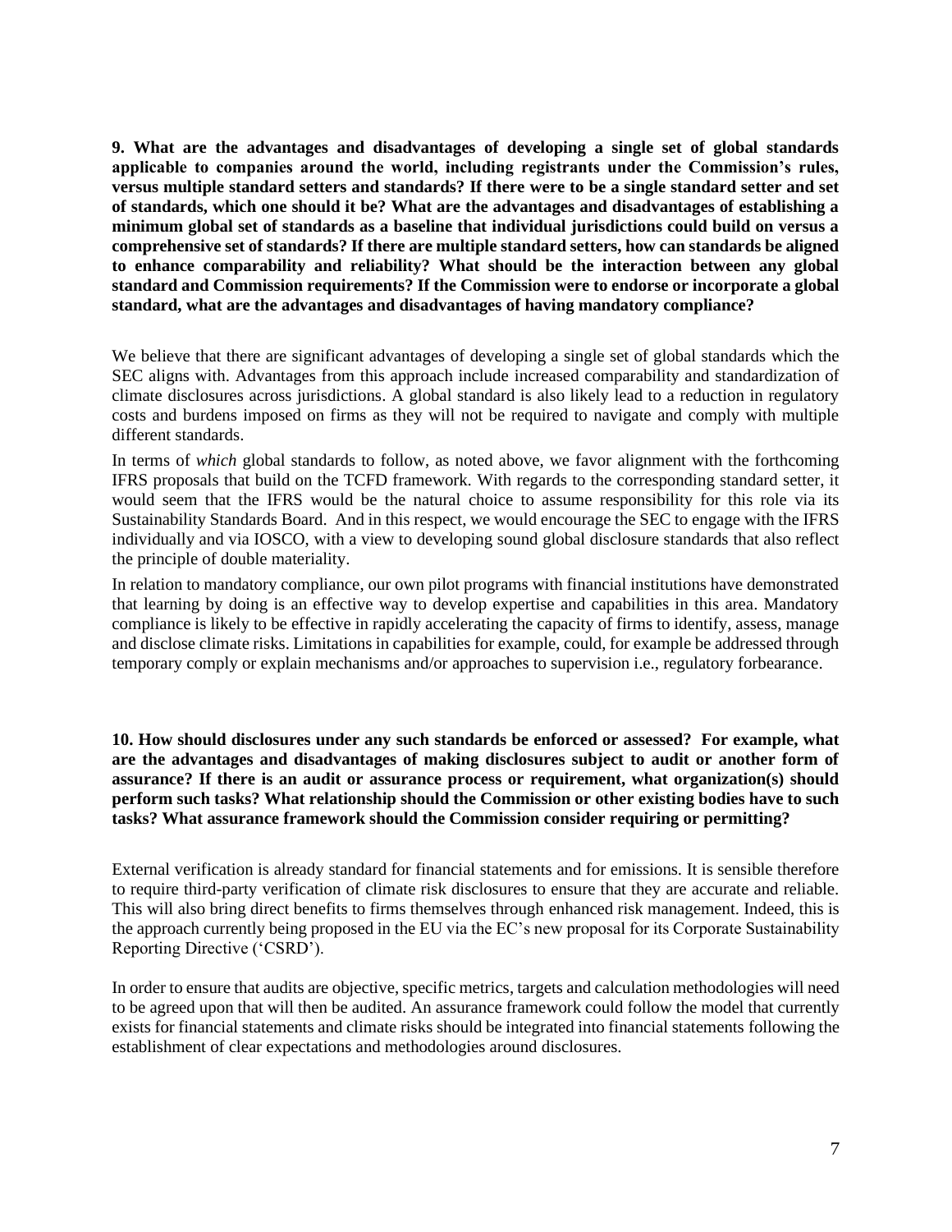**9. What are the advantages and disadvantages of developing a single set of global standards applicable to companies around the world, including registrants under the Commission's rules, versus multiple standard setters and standards? If there were to be a single standard setter and set of standards, which one should it be? What are the advantages and disadvantages of establishing a minimum global set of standards as a baseline that individual jurisdictions could build on versus a comprehensive set of standards? If there are multiple standard setters, how can standards be aligned to enhance comparability and reliability? What should be the interaction between any global standard and Commission requirements? If the Commission were to endorse or incorporate a global standard, what are the advantages and disadvantages of having mandatory compliance?**

We believe that there are significant advantages of developing a single set of global standards which the SEC aligns with. Advantages from this approach include increased comparability and standardization of climate disclosures across jurisdictions. A global standard is also likely lead to a reduction in regulatory costs and burdens imposed on firms as they will not be required to navigate and comply with multiple different standards.

In terms of *which* global standards to follow, as noted above, we favor alignment with the forthcoming IFRS proposals that build on the TCFD framework. With regards to the corresponding standard setter, it would seem that the IFRS would be the natural choice to assume responsibility for this role via its Sustainability Standards Board. And in this respect, we would encourage the SEC to engage with the IFRS individually and via IOSCO, with a view to developing sound global disclosure standards that also reflect the principle of double materiality.

In relation to mandatory compliance, our own pilot programs with financial institutions have demonstrated that learning by doing is an effective way to develop expertise and capabilities in this area. Mandatory compliance is likely to be effective in rapidly accelerating the capacity of firms to identify, assess, manage and disclose climate risks. Limitations in capabilities for example, could, for example be addressed through temporary comply or explain mechanisms and/or approaches to supervision i.e., regulatory forbearance.

**10. How should disclosures under any such standards be enforced or assessed? For example, what are the advantages and disadvantages of making disclosures subject to audit or another form of assurance? If there is an audit or assurance process or requirement, what organization(s) should perform such tasks? What relationship should the Commission or other existing bodies have to such tasks? What assurance framework should the Commission consider requiring or permitting?**

External verification is already standard for financial statements and for emissions. It is sensible therefore to require third-party verification of climate risk disclosures to ensure that they are accurate and reliable. This will also bring direct benefits to firms themselves through enhanced risk management. Indeed, this is the approach currently being proposed in the EU via the EC's new proposal for its Corporate Sustainability Reporting Directive ('CSRD').

In order to ensure that audits are objective, specific metrics, targets and calculation methodologies will need to be agreed upon that will then be audited. An assurance framework could follow the model that currently exists for financial statements and climate risks should be integrated into financial statements following the establishment of clear expectations and methodologies around disclosures.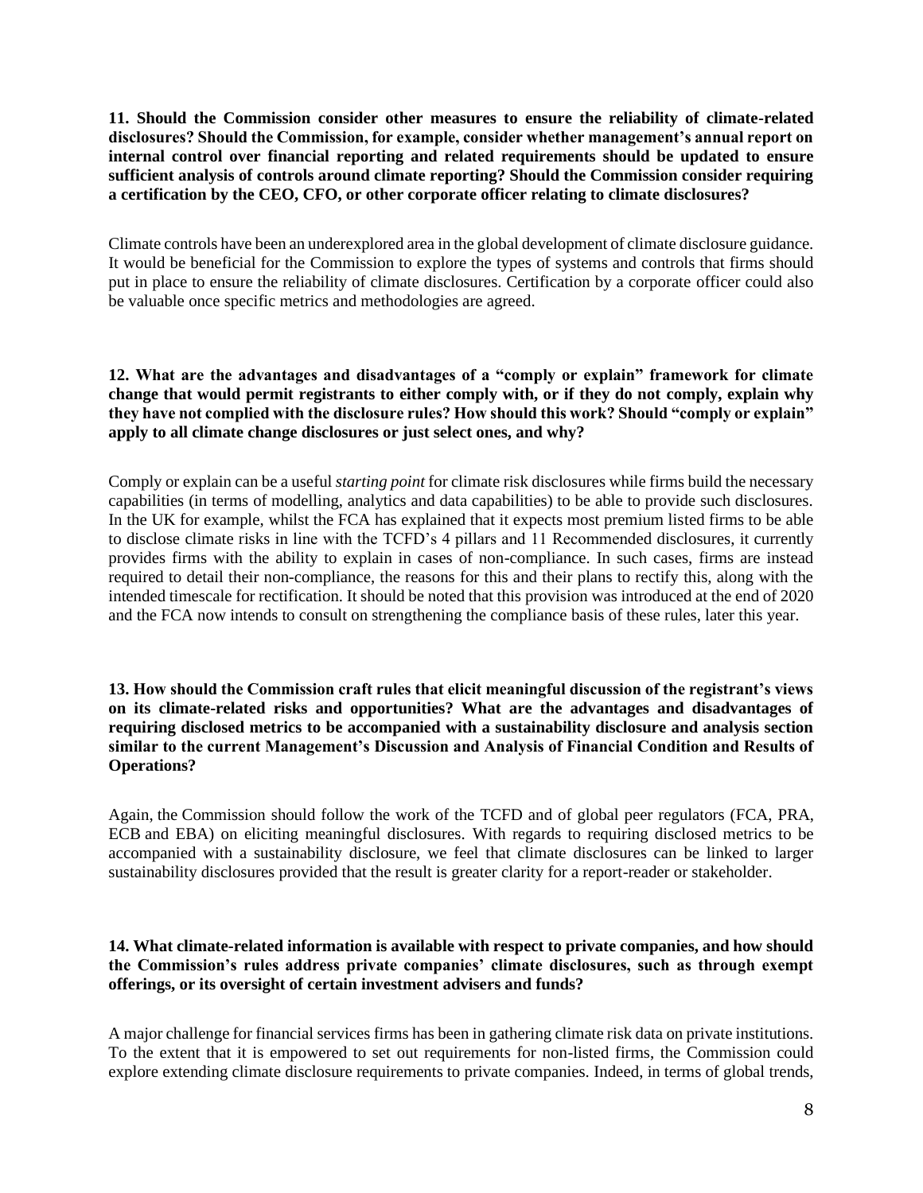**11. Should the Commission consider other measures to ensure the reliability of climate-related disclosures? Should the Commission, for example, consider whether management's annual report on internal control over financial reporting and related requirements should be updated to ensure sufficient analysis of controls around climate reporting? Should the Commission consider requiring a certification by the CEO, CFO, or other corporate officer relating to climate disclosures?**

Climate controls have been an underexplored area in the global development of climate disclosure guidance. It would be beneficial for the Commission to explore the types of systems and controls that firms should put in place to ensure the reliability of climate disclosures. Certification by a corporate officer could also be valuable once specific metrics and methodologies are agreed.

**12. What are the advantages and disadvantages of a "comply or explain" framework for climate change that would permit registrants to either comply with, or if they do not comply, explain why they have not complied with the disclosure rules? How should this work? Should "comply or explain" apply to all climate change disclosures or just select ones, and why?**

Comply or explain can be a useful *starting point* for climate risk disclosures while firms build the necessary capabilities (in terms of modelling, analytics and data capabilities) to be able to provide such disclosures. In the UK for example, whilst the FCA has explained that it expects most premium listed firms to be able to disclose climate risks in line with the TCFD's 4 pillars and 11 Recommended disclosures, it currently provides firms with the ability to explain in cases of non-compliance. In such cases, firms are instead required to detail their non-compliance, the reasons for this and their plans to rectify this, along with the intended timescale for rectification. It should be noted that this provision was introduced at the end of 2020 and the FCA now intends to consult on strengthening the compliance basis of these rules, later this year.

**13. How should the Commission craft rules that elicit meaningful discussion of the registrant's views on its climate-related risks and opportunities? What are the advantages and disadvantages of requiring disclosed metrics to be accompanied with a sustainability disclosure and analysis section similar to the current Management's Discussion and Analysis of Financial Condition and Results of Operations?**

Again, the Commission should follow the work of the TCFD and of global peer regulators (FCA, PRA, ECB and EBA) on eliciting meaningful disclosures. With regards to requiring disclosed metrics to be accompanied with a sustainability disclosure, we feel that climate disclosures can be linked to larger sustainability disclosures provided that the result is greater clarity for a report-reader or stakeholder.

**14. What climate-related information is available with respect to private companies, and how should the Commission's rules address private companies' climate disclosures, such as through exempt offerings, or its oversight of certain investment advisers and funds?**

A major challenge for financial services firms has been in gathering climate risk data on private institutions. To the extent that it is empowered to set out requirements for non-listed firms, the Commission could explore extending climate disclosure requirements to private companies. Indeed, in terms of global trends,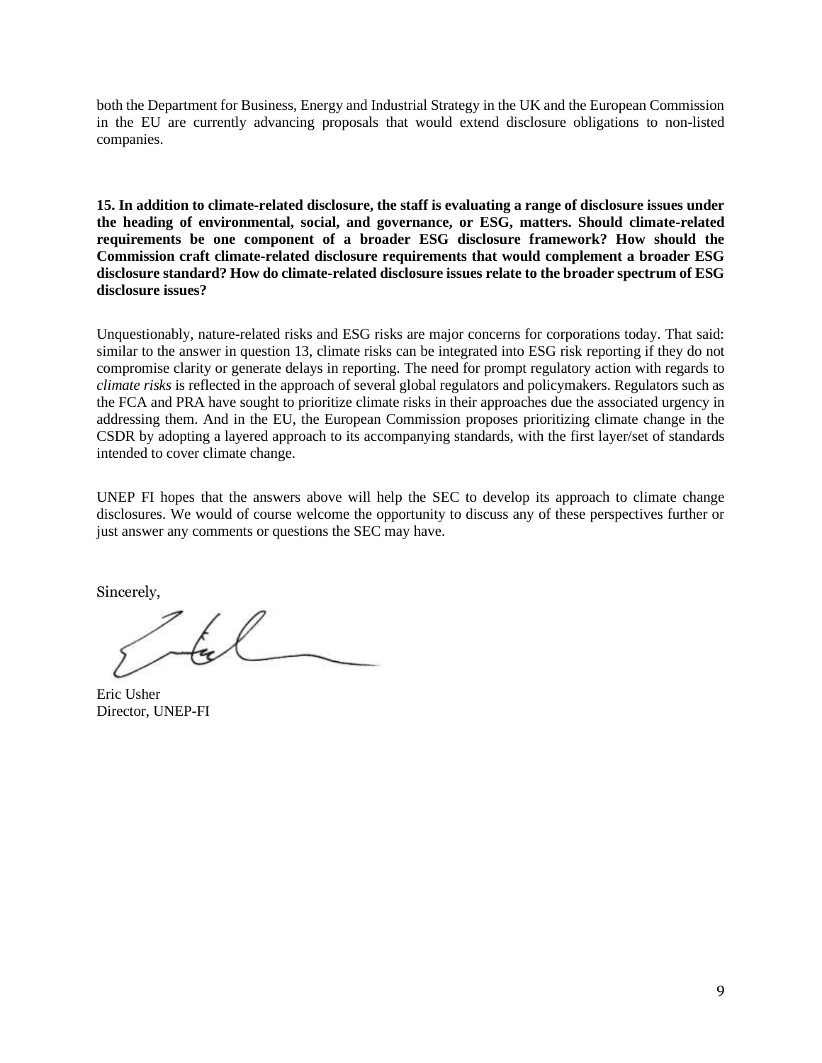both the Department for Business, Energy and Industrial Strategy in the UK and the European Commission in the EU are currently advancing proposals that would extend disclosure obligations to non-listed companies.

**15. In addition to climate-related disclosure, the staff is evaluating a range of disclosure issues under the heading of environmental, social, and governance, or ESG, matters. Should climate-related requirements be one component of a broader ESG disclosure framework? How should the Commission craft climate-related disclosure requirements that would complement a broader ESG disclosure standard? How do climate-related disclosure issues relate to the broader spectrum of ESG disclosure issues?**

Unquestionably, nature-related risks and ESG risks are major concerns for corporations today. That said: similar to the answer in question 13, climate risks can be integrated into ESG risk reporting if they do not compromise clarity or generate delays in reporting. The need for prompt regulatory action with regards to *climate risks* is reflected in the approach of several global regulators and policymakers. Regulators such as the FCA and PRA have sought to prioritize climate risks in their approaches due the associated urgency in addressing them. And in the EU, the European Commission proposes prioritizing climate change in the CSDR by adopting a layered approach to its accompanying standards, with the first layer/set of standards intended to cover climate change.

UNEP FI hopes that the answers above will help the SEC to develop its approach to climate change disclosures. We would of course welcome the opportunity to discuss any of these perspectives further or just answer any comments or questions the SEC may have.

Sincerely,

Eric Usher
Director, UNEP-FI